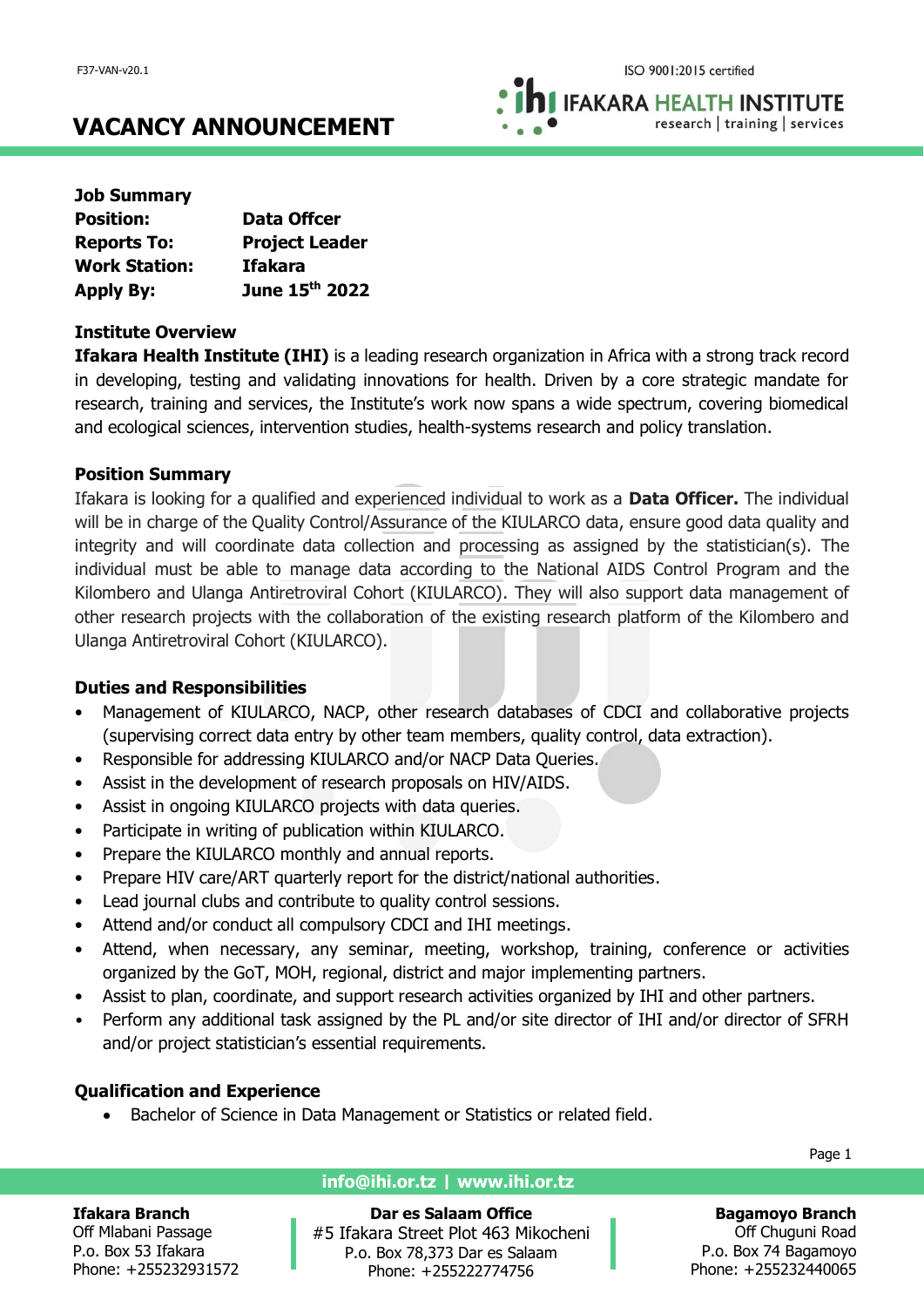# VACANCY ANNOUNCEMENT

**Job Summary**

| | |
|---|---|
| **Position:** | **Data Offcer** |
| **Reports To:** | **Project Leader** |
| **Work Station:** | **Ifakara** |
| **Apply By:** | **June 15th 2022** |

**Institute Overview**

**Ifakara Health Institute (IHI)** is a leading research organization in Africa with a strong track record in developing, testing and validating innovations for health. Driven by a core strategic mandate for research, training and services, the Institute's work now spans a wide spectrum, covering biomedical and ecological sciences, intervention studies, health-systems research and policy translation.

**Position Summary**

Ifakara is looking for a qualified and experienced individual to work as a **Data Officer.** The individual will be in charge of the Quality Control/Assurance of the KIULARCO data, ensure good data quality and integrity and will coordinate data collection and processing as assigned by the statistician(s). The individual must be able to manage data according to the National AIDS Control Program and the Kilombero and Ulanga Antiretroviral Cohort (KIULARCO). They will also support data management of other research projects with the collaboration of the existing research platform of the Kilombero and Ulanga Antiretroviral Cohort (KIULARCO).

**Duties and Responsibilities**

- Management of KIULARCO, NACP, other research databases of CDCI and collaborative projects (supervising correct data entry by other team members, quality control, data extraction).
- Responsible for addressing KIULARCO and/or NACP Data Queries.
- Assist in the development of research proposals on HIV/AIDS.
- Assist in ongoing KIULARCO projects with data queries.
- Participate in writing of publication within KIULARCO.
- Prepare the KIULARCO monthly and annual reports.
- Prepare HIV care/ART quarterly report for the district/national authorities.
- Lead journal clubs and contribute to quality control sessions.
- Attend and/or conduct all compulsory CDCI and IHI meetings.
- Attend, when necessary, any seminar, meeting, workshop, training, conference or activities organized by the GoT, MOH, regional, district and major implementing partners.
- Assist to plan, coordinate, and support research activities organized by IHI and other partners.
- Perform any additional task assigned by the PL and/or site director of IHI and/or director of SFRH and/or project statistician's essential requirements.

**Qualification and Experience**

- Bachelor of Science in Data Management or Statistics or related field.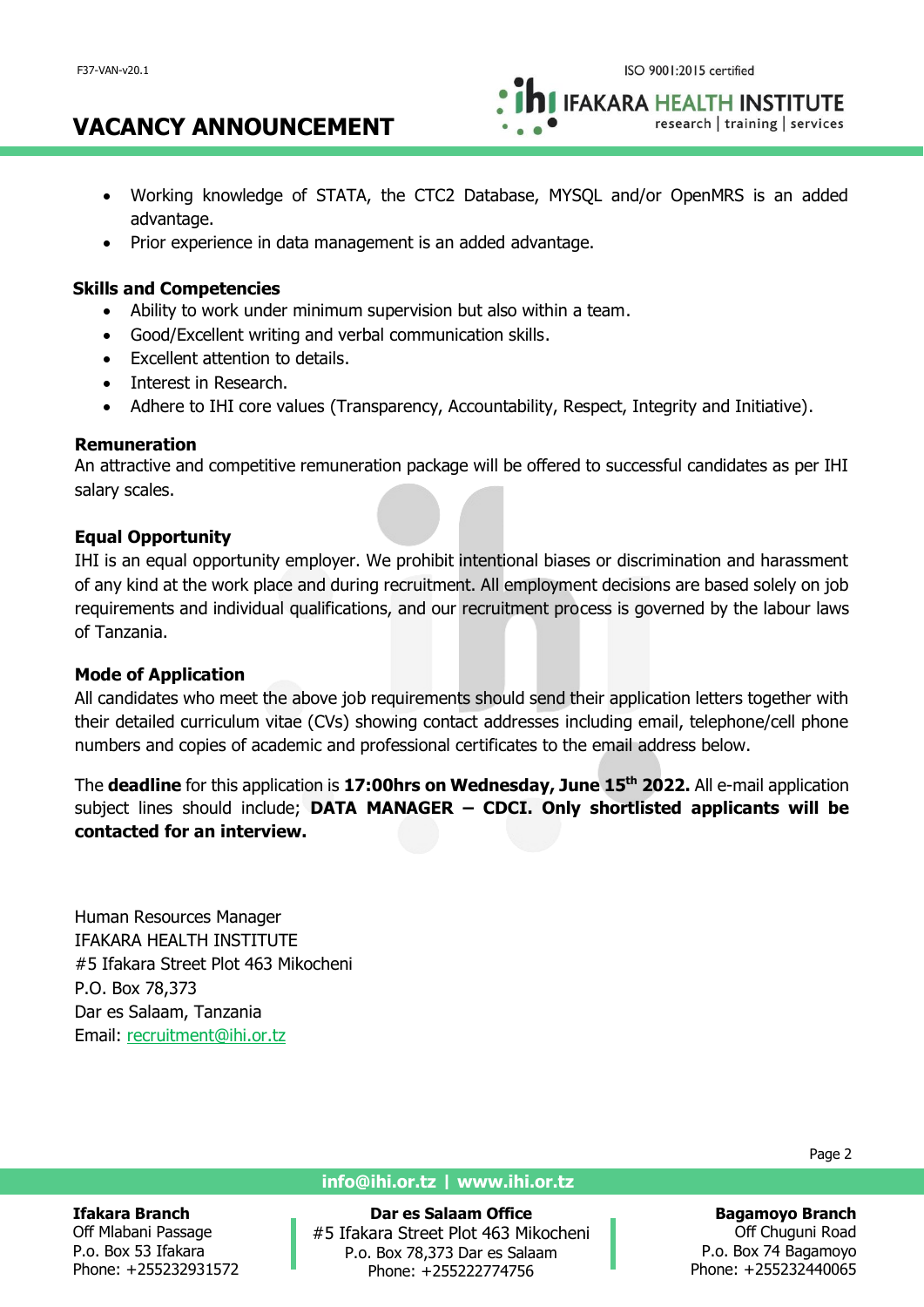- Working knowledge of STATA, the CTC2 Database, MYSQL and/or OpenMRS is an added advantage.
- Prior experience in data management is an added advantage.

**Skills and Competencies**

- Ability to work under minimum supervision but also within a team.
- Good/Excellent writing and verbal communication skills.
- Excellent attention to details.
- Interest in Research.
- Adhere to IHI core values (Transparency, Accountability, Respect, Integrity and Initiative).

**Remuneration**

An attractive and competitive remuneration package will be offered to successful candidates as per IHI salary scales.

**Equal Opportunity**

IHI is an equal opportunity employer. We prohibit intentional biases or discrimination and harassment of any kind at the work place and during recruitment. All employment decisions are based solely on job requirements and individual qualifications, and our recruitment process is governed by the labour laws of Tanzania.

**Mode of Application**

All candidates who meet the above job requirements should send their application letters together with their detailed curriculum vitae (CVs) showing contact addresses including email, telephone/cell phone numbers and copies of academic and professional certificates to the email address below.

The **deadline** for this application is **17:00hrs on Wednesday, June 15th 2022.** All e-mail application subject lines should include; **DATA MANAGER – CDCI. Only shortlisted applicants will be contacted for an interview.**

Human Resources Manager
IFAKARA HEALTH INSTITUTE
#5 Ifakara Street Plot 463 Mikocheni
P.O. Box 78,373
Dar es Salaam, Tanzania
Email: recruitment@ihi.or.tz